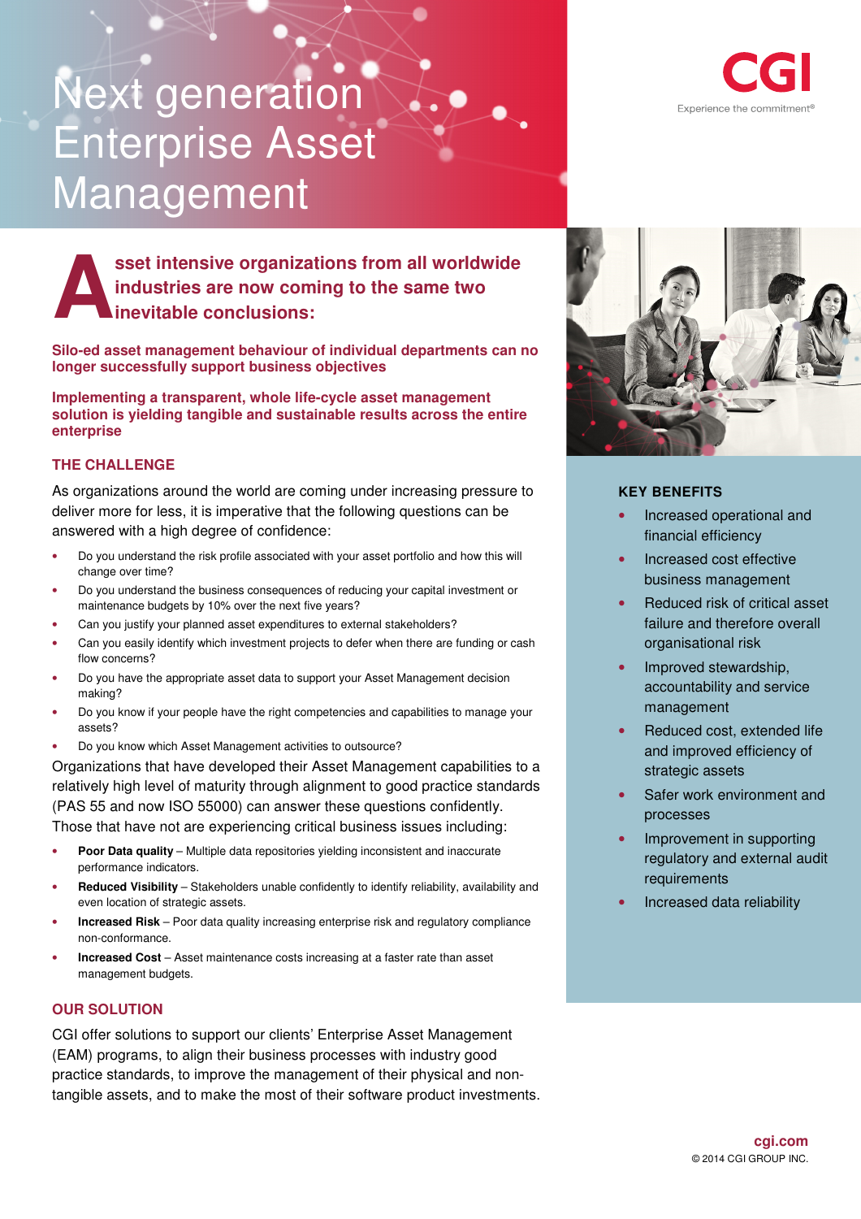# Next generation Enterprise Asset Management

CGI

Experience the commitment®

**Asset intensive organizations from all worldwide industries are now coming to the same two inevitable conclusions:**

**Silo-ed asset management behaviour of individual departments can no longer successfully support business objectives**

**Implementing a transparent, whole life-cycle asset management solution is yielding tangible and sustainable results across the entire enterprise**

## THE CHALLENGE

As organizations around the world are coming under increasing pressure to deliver more for less, it is imperative that the following questions can be answered with a high degree of confidence:

- Do you understand the risk profile associated with your asset portfolio and how this will change over time?
- Do you understand the business consequences of reducing your capital investment or maintenance budgets by 10% over the next five years?
- Can you justify your planned asset expenditures to external stakeholders?
- Can you easily identify which investment projects to defer when there are funding or cash flow concerns?
- Do you have the appropriate asset data to support your Asset Management decision making?
- Do you know if your people have the right competencies and capabilities to manage your assets?
- Do you know which Asset Management activities to outsource?

Organizations that have developed their Asset Management capabilities to a relatively high level of maturity through alignment to good practice standards (PAS 55 and now ISO 55000) can answer these questions confidently. Those that have not are experiencing critical business issues including:

- **Poor Data quality** – Multiple data repositories yielding inconsistent and inaccurate performance indicators.
- **Reduced Visibility** – Stakeholders unable confidently to identify reliability, availability and even location of strategic assets.
- **Increased Risk** – Poor data quality increasing enterprise risk and regulatory compliance non-conformance.
- **Increased Cost** – Asset maintenance costs increasing at a faster rate than asset management budgets.

## OUR SOLUTION

CGI offer solutions to support our clients' Enterprise Asset Management (EAM) programs, to align their business processes with industry good practice standards, to improve the management of their physical and non-tangible assets, and to make the most of their software product investments.

## KEY BENEFITS

- Increased operational and financial efficiency
- Increased cost effective business management
- Reduced risk of critical asset failure and therefore overall organisational risk
- Improved stewardship, accountability and service management
- Reduced cost, extended life and improved efficiency of strategic assets
- Safer work environment and processes
- Improvement in supporting regulatory and external audit requirements
- Increased data reliability

cgi.com

© 2014 CGI GROUP INC.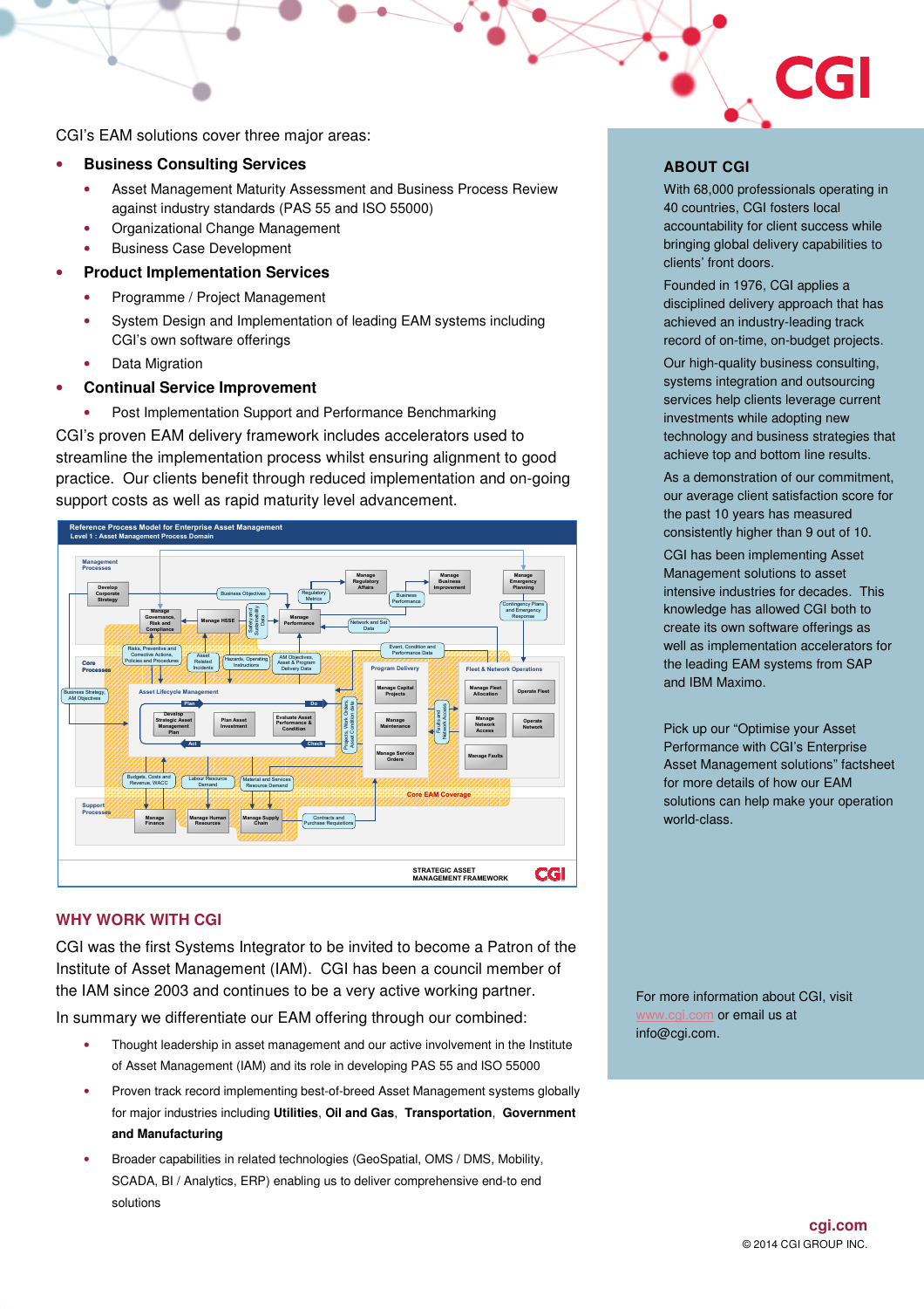CGI's EAM solutions cover three major areas:

- **Business Consulting Services**
  - Asset Management Maturity Assessment and Business Process Review against industry standards (PAS 55 and ISO 55000)
  - Organizational Change Management
  - Business Case Development
- **Product Implementation Services**
  - Programme / Project Management
  - System Design and Implementation of leading EAM systems including CGI's own software offerings
  - Data Migration
- **Continual Service Improvement**
  - Post Implementation Support and Performance Benchmarking

CGI's proven EAM delivery framework includes accelerators used to streamline the implementation process whilst ensuring alignment to good practice. Our clients benefit through reduced implementation and on-going support costs as well as rapid maturity level advancement.

Reference Process Model for Enterprise Asset Management
Level 1 : Asset Management Process Domain

Management Processes
Develop Corporate Strategy
Business Objectives
Regulatory Metrics
Manage Regulatory Affairs
Business Performance
Manage Business Improvement
Manage Emergency Planning
Contingency Plans and Emergency Response
Manage Governance, Risk and Compliance
Manage HSSE
Safety and Sustainability Data
Manage Performance
Network and Set Data
Event, Condition and Performance Data
Core Processes
Risks, Preventive and Corrective Actions, Policies and Procedures
Asset Related Incidents
Hazards, Operating Instructions
AM Objectives, Asset & Program Delivery Data
Program Delivery
Fleet & Network Operations
Business Strategy, AM Objectives
Asset Lifecycle Management
Plan
Do
Develop Strategic Asset Management Plan
Plan Asset Investment
Evaluate Asset Performance & Condition
Act
Check
Projects, Work Orders, Asset Condition data
Manage Capital Projects
Manage Maintenance
Manage Service Orders
Fault and Network Access
Manage Fleet Allocation
Operate Fleet
Manage Network Access
Operate Network
Manage Faults
Budgets, Costs and Revenue, WACC
Labour Resource Demand
Material and Services Resource Demand
Core EAM Coverage
Support Processes
Manage Finance
Manage Human Resources
Manage Supply Chain
Contracts and Purchase Requisitions

STRATEGIC ASSET MANAGEMENT FRAMEWORK
CGI

## WHY WORK WITH CGI

CGI was the first Systems Integrator to be invited to become a Patron of the Institute of Asset Management (IAM). CGI has been a council member of the IAM since 2003 and continues to be a very active working partner.

In summary we differentiate our EAM offering through our combined:

- Thought leadership in asset management and our active involvement in the Institute of Asset Management (IAM) and its role in developing PAS 55 and ISO 55000
- Proven track record implementing best-of-breed Asset Management systems globally for major industries including **Utilities**, **Oil and Gas**, **Transportation**, **Government and Manufacturing**
- Broader capabilities in related technologies (GeoSpatial, OMS / DMS, Mobility, SCADA, BI / Analytics, ERP) enabling us to deliver comprehensive end-to end solutions

## ABOUT CGI

With 68,000 professionals operating in 40 countries, CGI fosters local accountability for client success while bringing global delivery capabilities to clients' front doors.

Founded in 1976, CGI applies a disciplined delivery approach that has achieved an industry-leading track record of on-time, on-budget projects.

Our high-quality business consulting, systems integration and outsourcing services help clients leverage current investments while adopting new technology and business strategies that achieve top and bottom line results.

As a demonstration of our commitment, our average client satisfaction score for the past 10 years has measured consistently higher than 9 out of 10.

CGI has been implementing Asset Management solutions to asset intensive industries for decades. This knowledge has allowed CGI both to create its own software offerings as well as implementation accelerators for the leading EAM systems from SAP and IBM Maximo.

Pick up our "Optimise your Asset Performance with CGI's Enterprise Asset Management solutions" factsheet for more details of how our EAM solutions can help make your operation world-class.

For more information about CGI, visit www.cgi.com or email us at info@cgi.com.

cgi.com

© 2014 CGI GROUP INC.